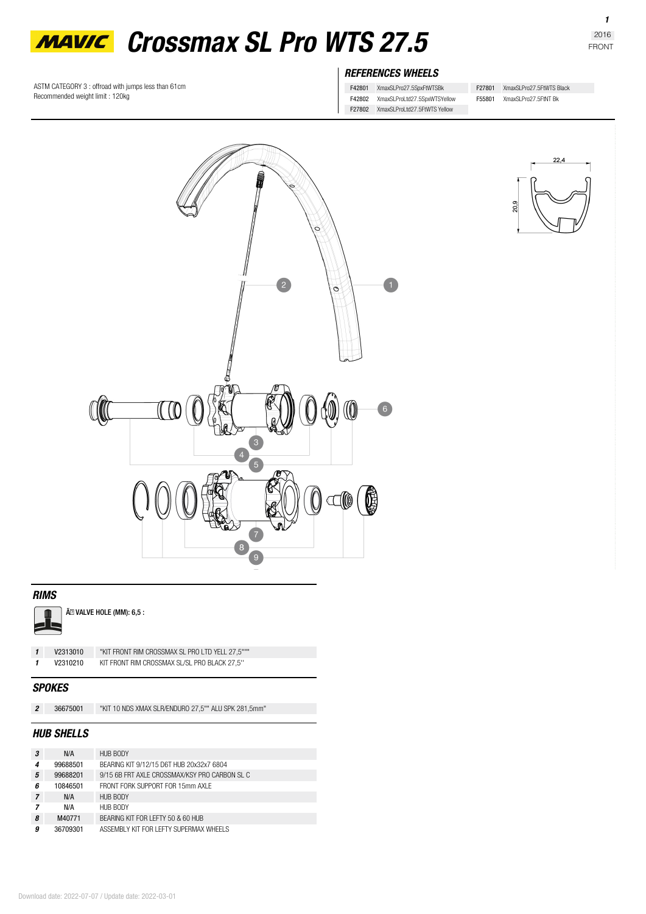# MAVIC Crossmax SL Pro WTS 27.5

2016
FRONT

ASTM CATEGORY 3 : offroad with jumps less than 61cm
Recommended weight limit : 120kg

## REFERENCES WHEELS

| | | | |
|---|---|---|---|
| F42801 | XmaxSLPro27.5SpxFtWTSBk | F27801 | XmaxSLPro27.5FtWTS Black |
| F42802 | XmaxSLProLtd27.5SpxWTSYellow | F55801 | XmaxSLPro27.5FtNT Bk |
| F27802 | XmaxSLProLtd27.5FtWTS Yellow | | |

22,4

20,9

## RIMS

Ã VALVE HOLE (MM): 6,5 :

| | | |
|---|---|---|
| 1 | V2313010 | "KIT FRONT RIM CROSSMAX SL PRO LTD YELL 27,5""" |
| 1 | V2310210 | KIT FRONT RIM CROSSMAX SL/SL PRO BLACK 27,5'' |

## SPOKES

| | | |
|---|---|---|
| 2 | 36675001 | "KIT 10 NDS XMAX SLR/ENDURO 27,5"" ALU SPK 281,5mm" |

## HUB SHELLS

| | | |
|---|---|---|
| 3 | N/A | HUB BODY |
| 4 | 99688501 | BEARING KIT 9/12/15 D6T HUB 20x32x7 6804 |
| 5 | 99688201 | 9/15 6B FRT AXLE CROSSMAX/KSY PRO CARBON SL C |
| 6 | 10846501 | FRONT FORK SUPPORT FOR 15mm AXLE |
| 7 | N/A | HUB BODY |
| 7 | N/A | HUB BODY |
| 8 | M40771 | BEARING KIT FOR LEFTY 50 & 60 HUB |
| 9 | 36709301 | ASSEMBLY KIT FOR LEFTY SUPERMAX WHEELS |

Download date: 2022-07-07 / Update date: 2022-03-01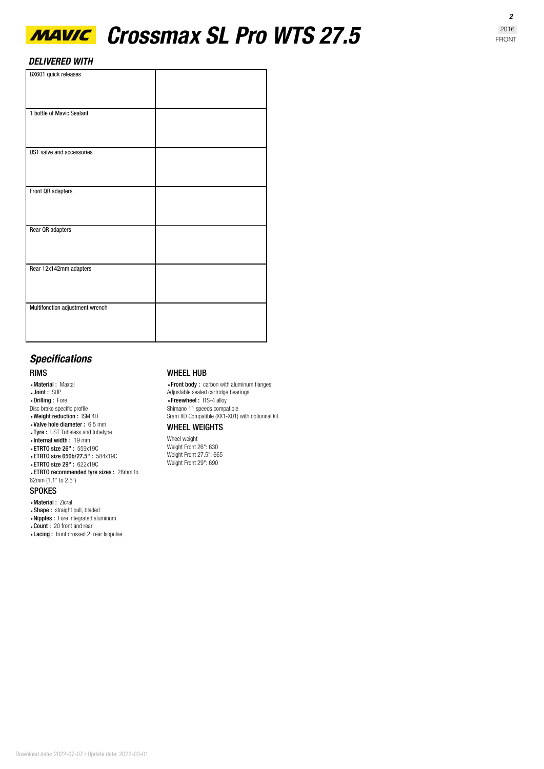# MAVIC Crossmax SL Pro WTS 27.5

2016
FRONT

### DELIVERED WITH

| | |
|---|---|
| BX601 quick releases | |
| 1 bottle of Mavic Sealant | |
| UST valve and accessories | |
| Front QR adapters | |
| Rear QR adapters | |
| Rear 12x142mm adapters | |
| Multifonction adjustment wrench | |

## Specifications

### RIMS

- **Material :** Maxtal
- **Joint :** SUP
- **Drilling :** Fore

Disc brake specific profile

- **Weight reduction :** ISM 4D
- **Valve hole diameter :** 6.5 mm
- **Tyre :** UST Tubeless and tubetype
- **Internal width :** 19 mm
- **ETRTO size 26" :** 559x19C
- **ETRTO size 650b/27.5" :** 584x19C
- **ETRTO size 29" :** 622x19C
- **ETRTO recommended tyre sizes :** 28mm to 62mm (1.1" to 2.5")

### SPOKES

- **Material :** Zicral
- **Shape :** straight pull, bladed
- **Nipples :** Fore integrated aluminum
- **Count :** 20 front and rear
- **Lacing :** front crossed 2, rear Isopulse

### WHEEL HUB

- **Front body :** carbon with aluminum flanges

Adjustable sealed cartridge bearings

- **Freewheel :** ITS-4 alloy

Shimano 11 speeds compatible
Sram XD Compatible (XX1-X01) with optionnal kit

### WHEEL WEIGHTS

Wheel weight
Weight Front 26": 630
Weight Front 27.5": 665
Weight Front 29": 690

Download date: 2022-07-07 / Update date: 2022-03-01